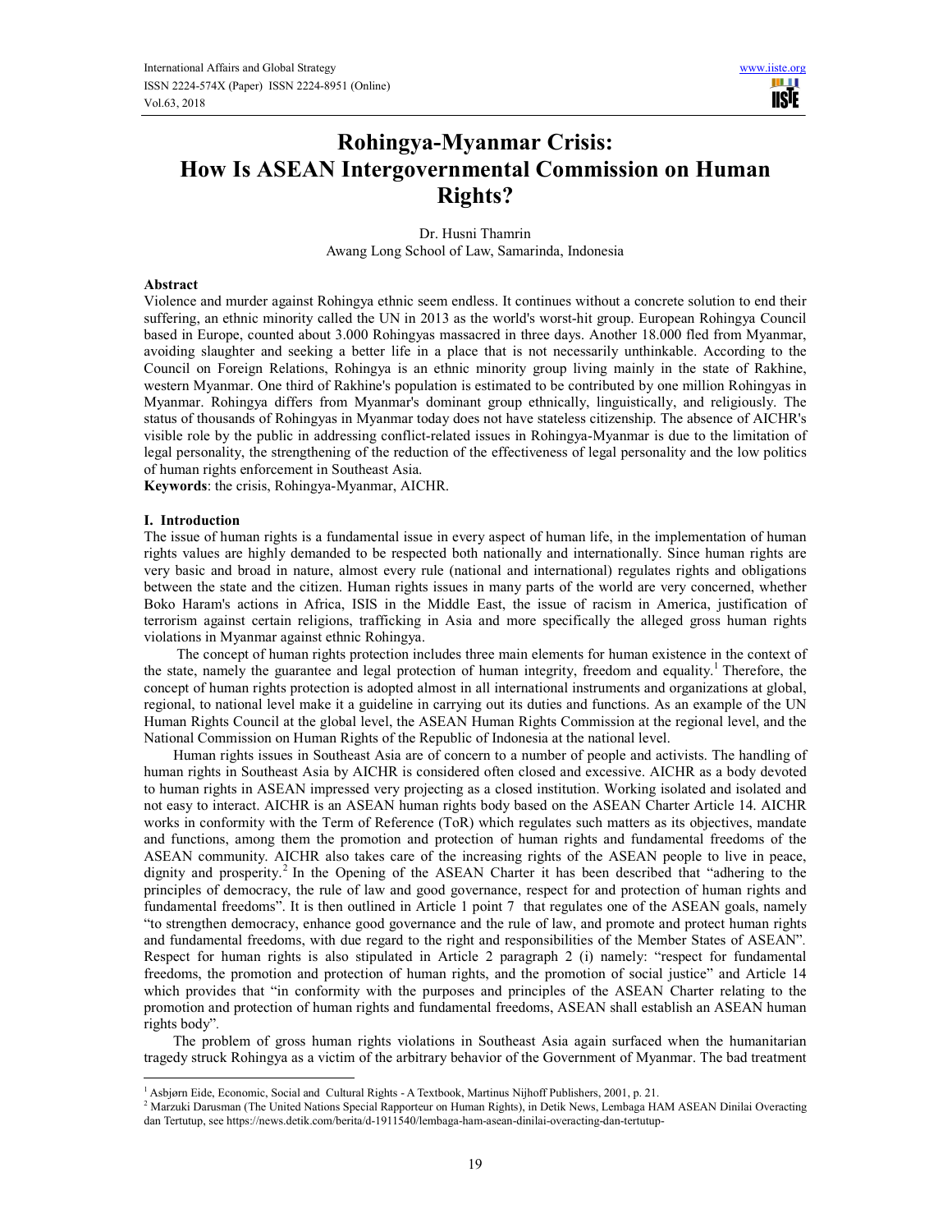# Rohingya-Myanmar Crisis: How Is ASEAN Intergovernmental Commission on Human Rights?

Dr. Husni Thamrin
Awang Long School of Law, Samarinda, Indonesia

## Abstract

Violence and murder against Rohingya ethnic seem endless. It continues without a concrete solution to end their suffering, an ethnic minority called the UN in 2013 as the world's worst-hit group. European Rohingya Council based in Europe, counted about 3.000 Rohingyas massacred in three days. Another 18.000 fled from Myanmar, avoiding slaughter and seeking a better life in a place that is not necessarily unthinkable. According to the Council on Foreign Relations, Rohingya is an ethnic minority group living mainly in the state of Rakhine, western Myanmar. One third of Rakhine's population is estimated to be contributed by one million Rohingyas in Myanmar. Rohingya differs from Myanmar's dominant group ethnically, linguistically, and religiously. The status of thousands of Rohingyas in Myanmar today does not have stateless citizenship. The absence of AICHR's visible role by the public in addressing conflict-related issues in Rohingya-Myanmar is due to the limitation of legal personality, the strengthening of the reduction of the effectiveness of legal personality and the low politics of human rights enforcement in Southeast Asia.

**Keywords**: the crisis, Rohingya-Myanmar, AICHR.

## I. Introduction

The issue of human rights is a fundamental issue in every aspect of human life, in the implementation of human rights values are highly demanded to be respected both nationally and internationally. Since human rights are very basic and broad in nature, almost every rule (national and international) regulates rights and obligations between the state and the citizen. Human rights issues in many parts of the world are very concerned, whether Boko Haram's actions in Africa, ISIS in the Middle East, the issue of racism in America, justification of terrorism against certain religions, trafficking in Asia and more specifically the alleged gross human rights violations in Myanmar against ethnic Rohingya.

The concept of human rights protection includes three main elements for human existence in the context of the state, namely the guarantee and legal protection of human integrity, freedom and equality.[1] Therefore, the concept of human rights protection is adopted almost in all international instruments and organizations at global, regional, to national level make it a guideline in carrying out its duties and functions. As an example of the UN Human Rights Council at the global level, the ASEAN Human Rights Commission at the regional level, and the National Commission on Human Rights of the Republic of Indonesia at the national level.

Human rights issues in Southeast Asia are of concern to a number of people and activists. The handling of human rights in Southeast Asia by AICHR is considered often closed and excessive. AICHR as a body devoted to human rights in ASEAN impressed very projecting as a closed institution. Working isolated and isolated and not easy to interact. AICHR is an ASEAN human rights body based on the ASEAN Charter Article 14. AICHR works in conformity with the Term of Reference (ToR) which regulates such matters as its objectives, mandate and functions, among them the promotion and protection of human rights and fundamental freedoms of the ASEAN community. AICHR also takes care of the increasing rights of the ASEAN people to live in peace, dignity and prosperity.[2] In the Opening of the ASEAN Charter it has been described that "adhering to the principles of democracy, the rule of law and good governance, respect for and protection of human rights and fundamental freedoms". It is then outlined in Article 1 point 7 that regulates one of the ASEAN goals, namely "to strengthen democracy, enhance good governance and the rule of law, and promote and protect human rights and fundamental freedoms, with due regard to the right and responsibilities of the Member States of ASEAN". Respect for human rights is also stipulated in Article 2 paragraph 2 (i) namely: "respect for fundamental freedoms, the promotion and protection of human rights, and the promotion of social justice" and Article 14 which provides that "in conformity with the purposes and principles of the ASEAN Charter relating to the promotion and protection of human rights and fundamental freedoms, ASEAN shall establish an ASEAN human rights body".

The problem of gross human rights violations in Southeast Asia again surfaced when the humanitarian tragedy struck Rohingya as a victim of the arbitrary behavior of the Government of Myanmar. The bad treatment

---

[1] Asbjørn Eide, Economic, Social and Cultural Rights - A Textbook, Martinus Nijhoff Publishers, 2001, p. 21.

[2] Marzuki Darusman (The United Nations Special Rapporteur on Human Rights), in Detik News, Lembaga HAM ASEAN Dinilai Overacting dan Tertutup, see https://news.detik.com/berita/d-1911540/lembaga-ham-asean-dinilai-overacting-dan-tertutup-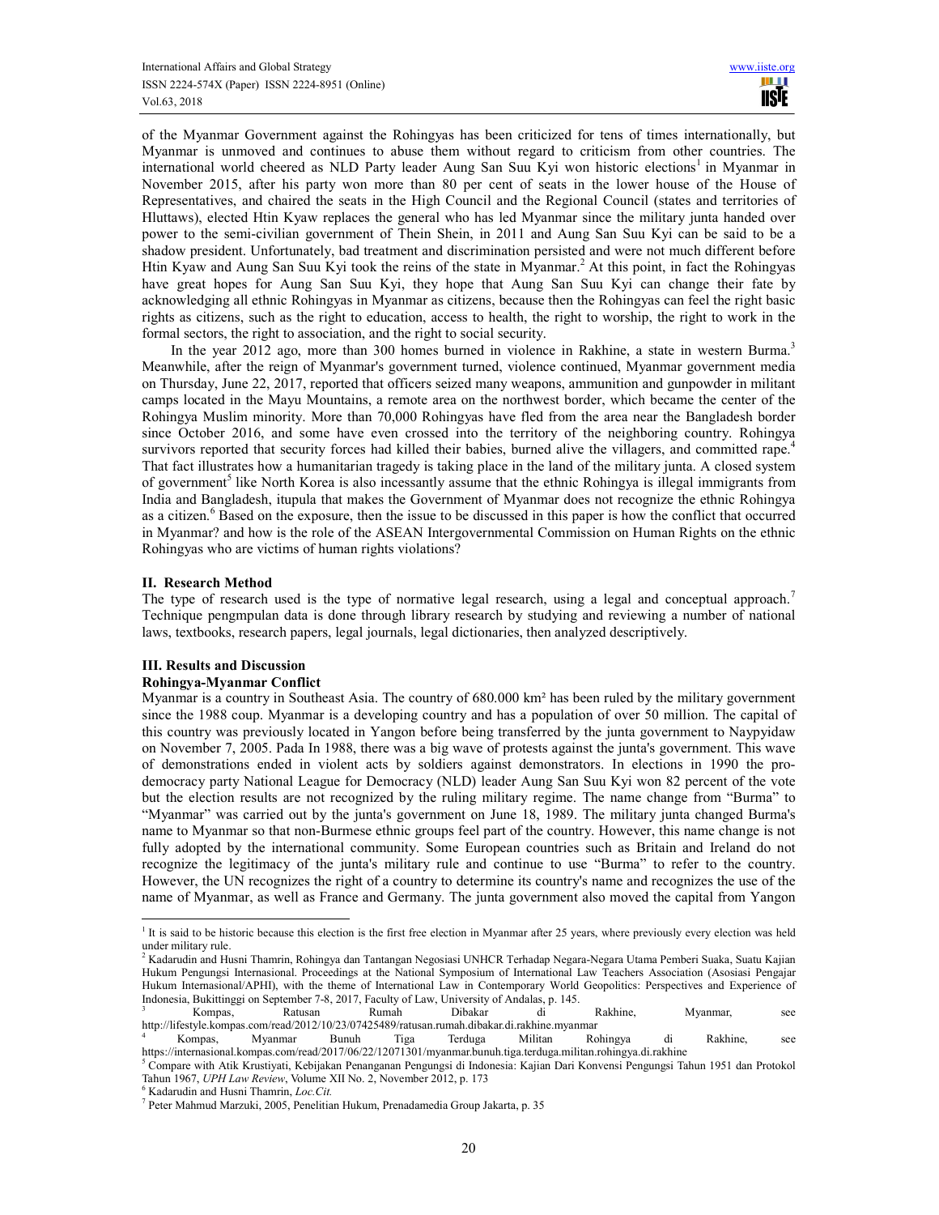of the Myanmar Government against the Rohingyas has been criticized for tens of times internationally, but Myanmar is unmoved and continues to abuse them without regard to criticism from other countries. The international world cheered as NLD Party leader Aung San Suu Kyi won historic elections[1] in Myanmar in November 2015, after his party won more than 80 per cent of seats in the lower house of the House of Representatives, and chaired the seats in the High Council and the Regional Council (states and territories of Hluttaws), elected Htin Kyaw replaces the general who has led Myanmar since the military junta handed over power to the semi-civilian government of Thein Shein, in 2011 and Aung San Suu Kyi can be said to be a shadow president. Unfortunately, bad treatment and discrimination persisted and were not much different before Htin Kyaw and Aung San Suu Kyi took the reins of the state in Myanmar.[2] At this point, in fact the Rohingyas have great hopes for Aung San Suu Kyi, they hope that Aung San Suu Kyi can change their fate by acknowledging all ethnic Rohingyas in Myanmar as citizens, because then the Rohingyas can feel the right basic rights as citizens, such as the right to education, access to health, the right to worship, the right to work in the formal sectors, the right to association, and the right to social security.

In the year 2012 ago, more than 300 homes burned in violence in Rakhine, a state in western Burma.[3] Meanwhile, after the reign of Myanmar's government turned, violence continued, Myanmar government media on Thursday, June 22, 2017, reported that officers seized many weapons, ammunition and gunpowder in militant camps located in the Mayu Mountains, a remote area on the northwest border, which became the center of the Rohingya Muslim minority. More than 70,000 Rohingyas have fled from the area near the Bangladesh border since October 2016, and some have even crossed into the territory of the neighboring country. Rohingya survivors reported that security forces had killed their babies, burned alive the villagers, and committed rape.[4] That fact illustrates how a humanitarian tragedy is taking place in the land of the military junta. A closed system of government[5] like North Korea is also incessantly assume that the ethnic Rohingya is illegal immigrants from India and Bangladesh, itupula that makes the Government of Myanmar does not recognize the ethnic Rohingya as a citizen.[6] Based on the exposure, then the issue to be discussed in this paper is how the conflict that occurred in Myanmar? and how is the role of the ASEAN Intergovernmental Commission on Human Rights on the ethnic Rohingyas who are victims of human rights violations?

## II. Research Method

The type of research used is the type of normative legal research, using a legal and conceptual approach.[7] Technique pengmpulan data is done through library research by studying and reviewing a number of national laws, textbooks, research papers, legal journals, legal dictionaries, then analyzed descriptively.

## III. Results and Discussion

### Rohingya-Myanmar Conflict

Myanmar is a country in Southeast Asia. The country of 680.000 km² has been ruled by the military government since the 1988 coup. Myanmar is a developing country and has a population of over 50 million. The capital of this country was previously located in Yangon before being transferred by the junta government to Naypyidaw on November 7, 2005. Pada In 1988, there was a big wave of protests against the junta's government. This wave of demonstrations ended in violent acts by soldiers against demonstrators. In elections in 1990 the pro-democracy party National League for Democracy (NLD) leader Aung San Suu Kyi won 82 percent of the vote but the election results are not recognized by the ruling military regime. The name change from "Burma" to "Myanmar" was carried out by the junta's government on June 18, 1989. The military junta changed Burma's name to Myanmar so that non-Burmese ethnic groups feel part of the country. However, this name change is not fully adopted by the international community. Some European countries such as Britain and Ireland do not recognize the legitimacy of the junta's military rule and continue to use "Burma" to refer to the country. However, the UN recognizes the right of a country to determine its country's name and recognizes the use of the name of Myanmar, as well as France and Germany. The junta government also moved the capital from Yangon

---

[1] It is said to be historic because this election is the first free election in Myanmar after 25 years, where previously every election was held under military rule.

[2] Kadarudin and Husni Thamrin, Rohingya dan Tantangan Negosiasi UNHCR Terhadap Negara-Negara Utama Pemberi Suaka, Suatu Kajian Hukum Pengungsi Internasional. Proceedings at the National Symposium of International Law Teachers Association (Asosiasi Pengajar Hukum Internasional/APHI), with the theme of International Law in Contemporary World Geopolitics: Perspectives and Experience of Indonesia, Bukittinggi on September 7-8, 2017, Faculty of Law, University of Andalas, p. 145.

[3] Kompas, Ratusan Rumah Dibakar di Rakhine, Myanmar, see http://lifestyle.kompas.com/read/2012/10/23/07425489/ratusan.rumah.dibakar.di.rakhine.myanmar

[4] Kompas, Myanmar Bunuh Tiga Terduga Militan Rohingya di Rakhine, see https://internasional.kompas.com/read/2017/06/22/12071301/myanmar.bunuh.tiga.terduga.militan.rohingya.di.rakhine

[5] Compare with Atik Krustiyati, Kebijakan Penanganan Pengungsi di Indonesia: Kajian Dari Konvensi Pengungsi Tahun 1951 dan Protokol Tahun 1967, *UPH Law Review*, Volume XII No. 2, November 2012, p. 173

[6] Kadarudin and Husni Thamrin, *Loc.Cit.*

[7] Peter Mahmud Marzuki, 2005, Penelitian Hukum, Prenadamedia Group Jakarta, p. 35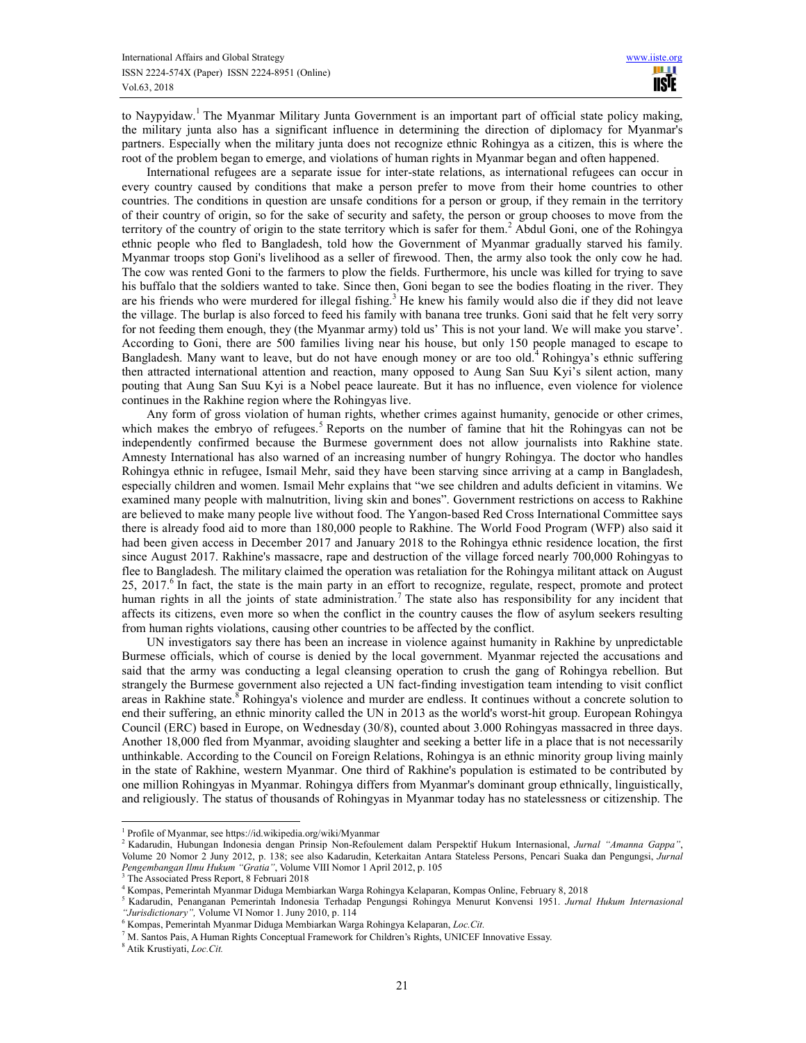to Naypyidaw.[1] The Myanmar Military Junta Government is an important part of official state policy making, the military junta also has a significant influence in determining the direction of diplomacy for Myanmar's partners. Especially when the military junta does not recognize ethnic Rohingya as a citizen, this is where the root of the problem began to emerge, and violations of human rights in Myanmar began and often happened.

International refugees are a separate issue for inter-state relations, as international refugees can occur in every country caused by conditions that make a person prefer to move from their home countries to other countries. The conditions in question are unsafe conditions for a person or group, if they remain in the territory of their country of origin, so for the sake of security and safety, the person or group chooses to move from the territory of the country of origin to the state territory which is safer for them.[2] Abdul Goni, one of the Rohingya ethnic people who fled to Bangladesh, told how the Government of Myanmar gradually starved his family. Myanmar troops stop Goni's livelihood as a seller of firewood. Then, the army also took the only cow he had. The cow was rented Goni to the farmers to plow the fields. Furthermore, his uncle was killed for trying to save his buffalo that the soldiers wanted to take. Since then, Goni began to see the bodies floating in the river. They are his friends who were murdered for illegal fishing.[3] He knew his family would also die if they did not leave the village. The burlap is also forced to feed his family with banana tree trunks. Goni said that he felt very sorry for not feeding them enough, they (the Myanmar army) told us' This is not your land. We will make you starve'. According to Goni, there are 500 families living near his house, but only 150 people managed to escape to Bangladesh. Many want to leave, but do not have enough money or are too old.[4] Rohingya's ethnic suffering then attracted international attention and reaction, many opposed to Aung San Suu Kyi's silent action, many pouting that Aung San Suu Kyi is a Nobel peace laureate. But it has no influence, even violence for violence continues in the Rakhine region where the Rohingyas live.

Any form of gross violation of human rights, whether crimes against humanity, genocide or other crimes, which makes the embryo of refugees.[5] Reports on the number of famine that hit the Rohingyas can not be independently confirmed because the Burmese government does not allow journalists into Rakhine state. Amnesty International has also warned of an increasing number of hungry Rohingya. The doctor who handles Rohingya ethnic in refugee, Ismail Mehr, said they have been starving since arriving at a camp in Bangladesh, especially children and women. Ismail Mehr explains that "we see children and adults deficient in vitamins. We examined many people with malnutrition, living skin and bones". Government restrictions on access to Rakhine are believed to make many people live without food. The Yangon-based Red Cross International Committee says there is already food aid to more than 180,000 people to Rakhine. The World Food Program (WFP) also said it had been given access in December 2017 and January 2018 to the Rohingya ethnic residence location, the first since August 2017. Rakhine's massacre, rape and destruction of the village forced nearly 700,000 Rohingyas to flee to Bangladesh. The military claimed the operation was retaliation for the Rohingya militant attack on August 25, 2017.[6] In fact, the state is the main party in an effort to recognize, regulate, respect, promote and protect human rights in all the joints of state administration.[7] The state also has responsibility for any incident that affects its citizens, even more so when the conflict in the country causes the flow of asylum seekers resulting from human rights violations, causing other countries to be affected by the conflict.

UN investigators say there has been an increase in violence against humanity in Rakhine by unpredictable Burmese officials, which of course is denied by the local government. Myanmar rejected the accusations and said that the army was conducting a legal cleansing operation to crush the gang of Rohingya rebellion. But strangely the Burmese government also rejected a UN fact-finding investigation team intending to visit conflict areas in Rakhine state.[8] Rohingya's violence and murder are endless. It continues without a concrete solution to end their suffering, an ethnic minority called the UN in 2013 as the world's worst-hit group. European Rohingya Council (ERC) based in Europe, on Wednesday (30/8), counted about 3.000 Rohingyas massacred in three days. Another 18,000 fled from Myanmar, avoiding slaughter and seeking a better life in a place that is not necessarily unthinkable. According to the Council on Foreign Relations, Rohingya is an ethnic minority group living mainly in the state of Rakhine, western Myanmar. One third of Rakhine's population is estimated to be contributed by one million Rohingyas in Myanmar. Rohingya differs from Myanmar's dominant group ethnically, linguistically, and religiously. The status of thousands of Rohingyas in Myanmar today has no statelessness or citizenship. The

---

[1] Profile of Myanmar, see https://id.wikipedia.org/wiki/Myanmar

[2] Kadarudin, Hubungan Indonesia dengan Prinsip Non-Refoulement dalam Perspektif Hukum Internasional, *Jurnal "Amanna Gappa"*, Volume 20 Nomor 2 Juny 2012, p. 138; see also Kadarudin, Keterkaitan Antara Stateless Persons, Pencari Suaka dan Pengungsi, *Jurnal Pengembangan Ilmu Hukum "Gratia"*, Volume VIII Nomor 1 April 2012, p. 105

[3] The Associated Press Report, 8 Februari 2018

[4] Kompas, Pemerintah Myanmar Diduga Membiarkan Warga Rohingya Kelaparan, Kompas Online, February 8, 2018

[5] Kadarudin, Penanganan Pemerintah Indonesia Terhadap Pengungsi Rohingya Menurut Konvensi 1951. *Jurnal Hukum Internasional "Jurisdictionary",* Volume VI Nomor 1. Juny 2010, p. 114

[6] Kompas, Pemerintah Myanmar Diduga Membiarkan Warga Rohingya Kelaparan, *Loc.Cit.*

[7] M. Santos Pais, A Human Rights Conceptual Framework for Children's Rights, UNICEF Innovative Essay.

[8] Atik Krustiyati, *Loc.Cit.*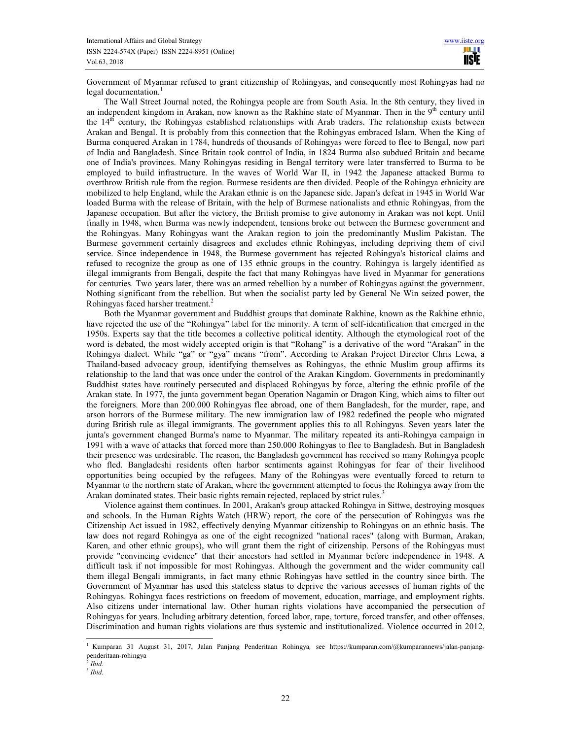Government of Myanmar refused to grant citizenship of Rohingyas, and consequently most Rohingyas had no legal documentation.[1]

The Wall Street Journal noted, the Rohingya people are from South Asia. In the 8th century, they lived in an independent kingdom in Arakan, now known as the Rakhine state of Myanmar. Then in the 9th century until the 14th century, the Rohingyas established relationships with Arab traders. The relationship exists between Arakan and Bengal. It is probably from this connection that the Rohingyas embraced Islam. When the King of Burma conquered Arakan in 1784, hundreds of thousands of Rohingyas were forced to flee to Bengal, now part of India and Bangladesh. Since Britain took control of India, in 1824 Burma also subdued Britain and became one of India's provinces. Many Rohingyas residing in Bengal territory were later transferred to Burma to be employed to build infrastructure. In the waves of World War II, in 1942 the Japanese attacked Burma to overthrow British rule from the region. Burmese residents are then divided. People of the Rohingya ethnicity are mobilized to help England, while the Arakan ethnic is on the Japanese side. Japan's defeat in 1945 in World War loaded Burma with the release of Britain, with the help of Burmese nationalists and ethnic Rohingyas, from the Japanese occupation. But after the victory, the British promise to give autonomy in Arakan was not kept. Until finally in 1948, when Burma was newly independent, tensions broke out between the Burmese government and the Rohingyas. Many Rohingyas want the Arakan region to join the predominantly Muslim Pakistan. The Burmese government certainly disagrees and excludes ethnic Rohingyas, including depriving them of civil service. Since independence in 1948, the Burmese government has rejected Rohingya's historical claims and refused to recognize the group as one of 135 ethnic groups in the country. Rohingya is largely identified as illegal immigrants from Bengali, despite the fact that many Rohingyas have lived in Myanmar for generations for centuries. Two years later, there was an armed rebellion by a number of Rohingyas against the government. Nothing significant from the rebellion. But when the socialist party led by General Ne Win seized power, the Rohingyas faced harsher treatment.[2]

Both the Myanmar government and Buddhist groups that dominate Rakhine, known as the Rakhine ethnic, have rejected the use of the "Rohingya" label for the minority. A term of self-identification that emerged in the 1950s. Experts say that the title becomes a collective political identity. Although the etymological root of the word is debated, the most widely accepted origin is that "Rohang" is a derivative of the word "Arakan" in the Rohingya dialect. While "ga" or "gya" means "from". According to Arakan Project Director Chris Lewa, a Thailand-based advocacy group, identifying themselves as Rohingyas, the ethnic Muslim group affirms its relationship to the land that was once under the control of the Arakan Kingdom. Governments in predominantly Buddhist states have routinely persecuted and displaced Rohingyas by force, altering the ethnic profile of the Arakan state. In 1977, the junta government began Operation Nagamin or Dragon King, which aims to filter out the foreigners. More than 200.000 Rohingyas flee abroad, one of them Bangladesh, for the murder, rape, and arson horrors of the Burmese military. The new immigration law of 1982 redefined the people who migrated during British rule as illegal immigrants. The government applies this to all Rohingyas. Seven years later the junta's government changed Burma's name to Myanmar. The military repeated its anti-Rohingya campaign in 1991 with a wave of attacks that forced more than 250.000 Rohingyas to flee to Bangladesh. But in Bangladesh their presence was undesirable. The reason, the Bangladesh government has received so many Rohingya people who fled. Bangladeshi residents often harbor sentiments against Rohingyas for fear of their livelihood opportunities being occupied by the refugees. Many of the Rohingyas were eventually forced to return to Myanmar to the northern state of Arakan, where the government attempted to focus the Rohingya away from the Arakan dominated states. Their basic rights remain rejected, replaced by strict rules.[3]

Violence against them continues. In 2001, Arakan's group attacked Rohingya in Sittwe, destroying mosques and schools. In the Human Rights Watch (HRW) report, the core of the persecution of Rohingyas was the Citizenship Act issued in 1982, effectively denying Myanmar citizenship to Rohingyas on an ethnic basis. The law does not regard Rohingya as one of the eight recognized "national races" (along with Burman, Arakan, Karen, and other ethnic groups), who will grant them the right of citizenship. Persons of the Rohingyas must provide "convincing evidence" that their ancestors had settled in Myanmar before independence in 1948. A difficult task if not impossible for most Rohingyas. Although the government and the wider community call them illegal Bengali immigrants, in fact many ethnic Rohingyas have settled in the country since birth. The Government of Myanmar has used this stateless status to deprive the various accesses of human rights of the Rohingyas. Rohingya faces restrictions on freedom of movement, education, marriage, and employment rights. Also citizens under international law. Other human rights violations have accompanied the persecution of Rohingyas for years. Including arbitrary detention, forced labor, rape, torture, forced transfer, and other offenses. Discrimination and human rights violations are thus systemic and institutionalized. Violence occurred in 2012,

---

[1] Kumparan 31 August 31, 2017, Jalan Panjang Penderitaan Rohingya*,* see https://kumparan.com/@kumparannews/jalan-panjang-penderitaan-rohingya

[2] *Ibid*.

[3] *Ibid*.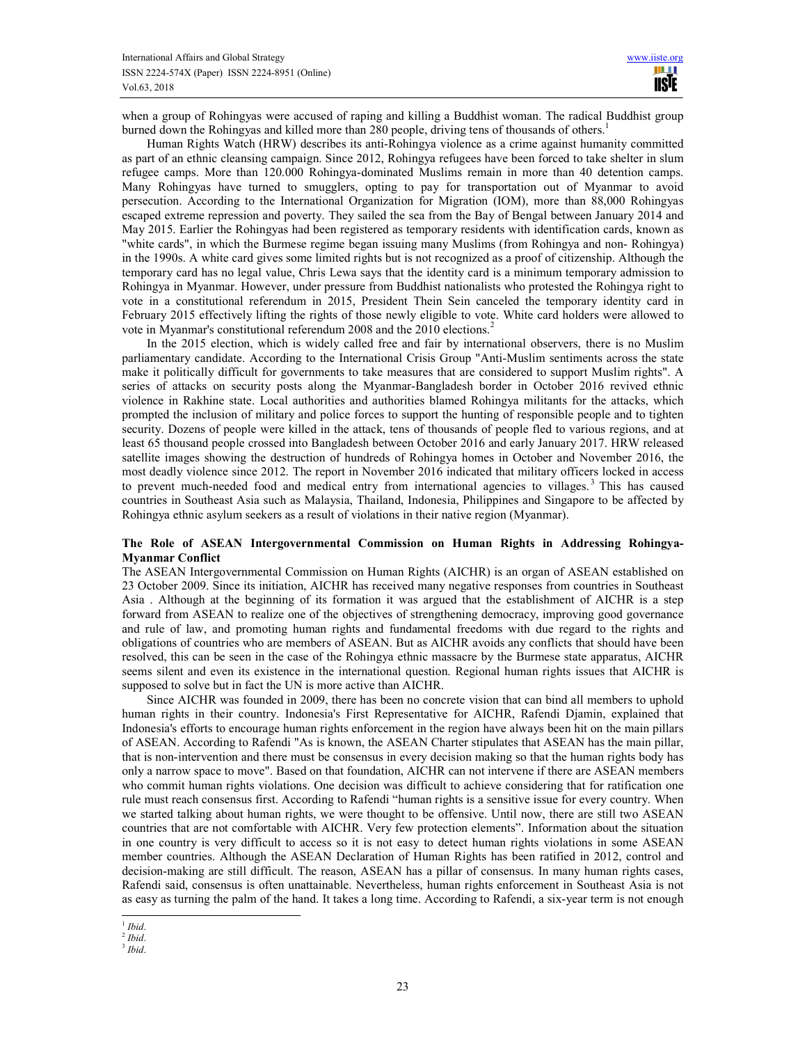when a group of Rohingyas were accused of raping and killing a Buddhist woman. The radical Buddhist group burned down the Rohingyas and killed more than 280 people, driving tens of thousands of others.[1]

Human Rights Watch (HRW) describes its anti-Rohingya violence as a crime against humanity committed as part of an ethnic cleansing campaign. Since 2012, Rohingya refugees have been forced to take shelter in slum refugee camps. More than 120.000 Rohingya-dominated Muslims remain in more than 40 detention camps. Many Rohingyas have turned to smugglers, opting to pay for transportation out of Myanmar to avoid persecution. According to the International Organization for Migration (IOM), more than 88,000 Rohingyas escaped extreme repression and poverty. They sailed the sea from the Bay of Bengal between January 2014 and May 2015. Earlier the Rohingyas had been registered as temporary residents with identification cards, known as "white cards", in which the Burmese regime began issuing many Muslims (from Rohingya and non- Rohingya) in the 1990s. A white card gives some limited rights but is not recognized as a proof of citizenship. Although the temporary card has no legal value, Chris Lewa says that the identity card is a minimum temporary admission to Rohingya in Myanmar. However, under pressure from Buddhist nationalists who protested the Rohingya right to vote in a constitutional referendum in 2015, President Thein Sein canceled the temporary identity card in February 2015 effectively lifting the rights of those newly eligible to vote. White card holders were allowed to vote in Myanmar's constitutional referendum 2008 and the 2010 elections.[2]

In the 2015 election, which is widely called free and fair by international observers, there is no Muslim parliamentary candidate. According to the International Crisis Group "Anti-Muslim sentiments across the state make it politically difficult for governments to take measures that are considered to support Muslim rights". A series of attacks on security posts along the Myanmar-Bangladesh border in October 2016 revived ethnic violence in Rakhine state. Local authorities and authorities blamed Rohingya militants for the attacks, which prompted the inclusion of military and police forces to support the hunting of responsible people and to tighten security. Dozens of people were killed in the attack, tens of thousands of people fled to various regions, and at least 65 thousand people crossed into Bangladesh between October 2016 and early January 2017. HRW released satellite images showing the destruction of hundreds of Rohingya homes in October and November 2016, the most deadly violence since 2012. The report in November 2016 indicated that military officers locked in access to prevent much-needed food and medical entry from international agencies to villages.[3] This has caused countries in Southeast Asia such as Malaysia, Thailand, Indonesia, Philippines and Singapore to be affected by Rohingya ethnic asylum seekers as a result of violations in their native region (Myanmar).

## The Role of ASEAN Intergovernmental Commission on Human Rights in Addressing Rohingya-Myanmar Conflict

The ASEAN Intergovernmental Commission on Human Rights (AICHR) is an organ of ASEAN established on 23 October 2009. Since its initiation, AICHR has received many negative responses from countries in Southeast Asia . Although at the beginning of its formation it was argued that the establishment of AICHR is a step forward from ASEAN to realize one of the objectives of strengthening democracy, improving good governance and rule of law, and promoting human rights and fundamental freedoms with due regard to the rights and obligations of countries who are members of ASEAN. But as AICHR avoids any conflicts that should have been resolved, this can be seen in the case of the Rohingya ethnic massacre by the Burmese state apparatus, AICHR seems silent and even its existence in the international question. Regional human rights issues that AICHR is supposed to solve but in fact the UN is more active than AICHR.

Since AICHR was founded in 2009, there has been no concrete vision that can bind all members to uphold human rights in their country. Indonesia's First Representative for AICHR, Rafendi Djamin, explained that Indonesia's efforts to encourage human rights enforcement in the region have always been hit on the main pillars of ASEAN. According to Rafendi "As is known, the ASEAN Charter stipulates that ASEAN has the main pillar, that is non-intervention and there must be consensus in every decision making so that the human rights body has only a narrow space to move". Based on that foundation, AICHR can not intervene if there are ASEAN members who commit human rights violations. One decision was difficult to achieve considering that for ratification one rule must reach consensus first. According to Rafendi "human rights is a sensitive issue for every country. When we started talking about human rights, we were thought to be offensive. Until now, there are still two ASEAN countries that are not comfortable with AICHR. Very few protection elements". Information about the situation in one country is very difficult to access so it is not easy to detect human rights violations in some ASEAN member countries. Although the ASEAN Declaration of Human Rights has been ratified in 2012, control and decision-making are still difficult. The reason, ASEAN has a pillar of consensus. In many human rights cases, Rafendi said, consensus is often unattainable. Nevertheless, human rights enforcement in Southeast Asia is not as easy as turning the palm of the hand. It takes a long time. According to Rafendi, a six-year term is not enough

---

[1] *Ibid*.
[2] *Ibid*.
[3] *Ibid*.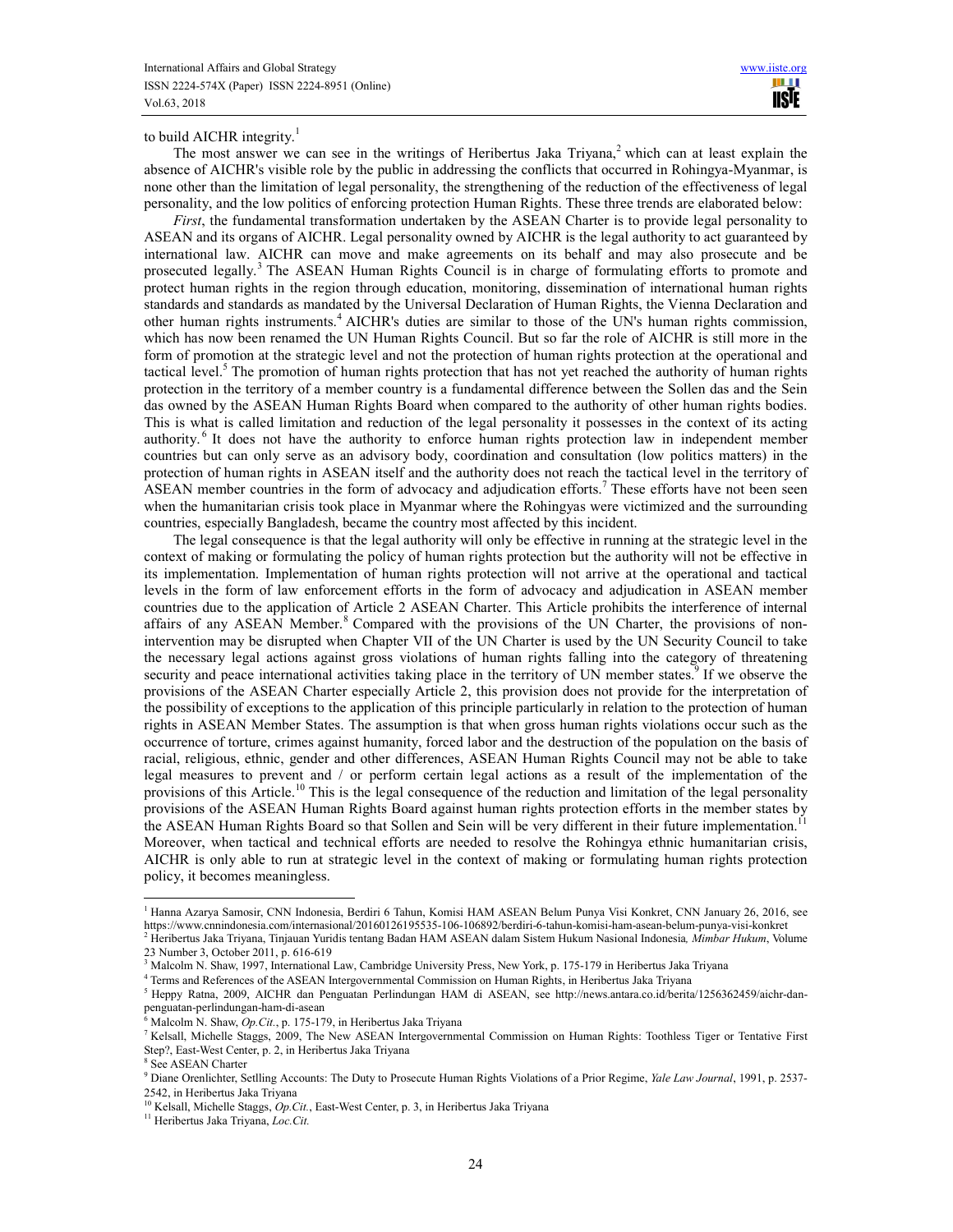to build AICHR integrity.[1]

The most answer we can see in the writings of Heribertus Jaka Triyana,[2] which can at least explain the absence of AICHR's visible role by the public in addressing the conflicts that occurred in Rohingya-Myanmar, is none other than the limitation of legal personality, the strengthening of the reduction of the effectiveness of legal personality, and the low politics of enforcing protection Human Rights. These three trends are elaborated below:

*First*, the fundamental transformation undertaken by the ASEAN Charter is to provide legal personality to ASEAN and its organs of AICHR. Legal personality owned by AICHR is the legal authority to act guaranteed by international law. AICHR can move and make agreements on its behalf and may also prosecute and be prosecuted legally.[3] The ASEAN Human Rights Council is in charge of formulating efforts to promote and protect human rights in the region through education, monitoring, dissemination of international human rights standards and standards as mandated by the Universal Declaration of Human Rights, the Vienna Declaration and other human rights instruments.[4] AICHR's duties are similar to those of the UN's human rights commission, which has now been renamed the UN Human Rights Council. But so far the role of AICHR is still more in the form of promotion at the strategic level and not the protection of human rights protection at the operational and tactical level.[5] The promotion of human rights protection that has not yet reached the authority of human rights protection in the territory of a member country is a fundamental difference between the Sollen das and the Sein das owned by the ASEAN Human Rights Board when compared to the authority of other human rights bodies. This is what is called limitation and reduction of the legal personality it possesses in the context of its acting authority.[6] It does not have the authority to enforce human rights protection law in independent member countries but can only serve as an advisory body, coordination and consultation (low politics matters) in the protection of human rights in ASEAN itself and the authority does not reach the tactical level in the territory of ASEAN member countries in the form of advocacy and adjudication efforts.[7] These efforts have not been seen when the humanitarian crisis took place in Myanmar where the Rohingyas were victimized and the surrounding countries, especially Bangladesh, became the country most affected by this incident.

The legal consequence is that the legal authority will only be effective in running at the strategic level in the context of making or formulating the policy of human rights protection but the authority will not be effective in its implementation. Implementation of human rights protection will not arrive at the operational and tactical levels in the form of law enforcement efforts in the form of advocacy and adjudication in ASEAN member countries due to the application of Article 2 ASEAN Charter. This Article prohibits the interference of internal affairs of any ASEAN Member.[8] Compared with the provisions of the UN Charter, the provisions of non-intervention may be disrupted when Chapter VII of the UN Charter is used by the UN Security Council to take the necessary legal actions against gross violations of human rights falling into the category of threatening security and peace international activities taking place in the territory of UN member states.[9] If we observe the provisions of the ASEAN Charter especially Article 2, this provision does not provide for the interpretation of the possibility of exceptions to the application of this principle particularly in relation to the protection of human rights in ASEAN Member States. The assumption is that when gross human rights violations occur such as the occurrence of torture, crimes against humanity, forced labor and the destruction of the population on the basis of racial, religious, ethnic, gender and other differences, ASEAN Human Rights Council may not be able to take legal measures to prevent and / or perform certain legal actions as a result of the implementation of the provisions of this Article.[10] This is the legal consequence of the reduction and limitation of the legal personality provisions of the ASEAN Human Rights Board against human rights protection efforts in the member states by the ASEAN Human Rights Board so that Sollen and Sein will be very different in their future implementation.[11] Moreover, when tactical and technical efforts are needed to resolve the Rohingya ethnic humanitarian crisis, AICHR is only able to run at strategic level in the context of making or formulating human rights protection policy, it becomes meaningless.

---

[1] Hanna Azarya Samosir, CNN Indonesia, Berdiri 6 Tahun, Komisi HAM ASEAN Belum Punya Visi Konkret, CNN January 26, 2016, see https://www.cnnindonesia.com/internasional/20160126195535-106-106892/berdiri-6-tahun-komisi-ham-asean-belum-punya-visi-konkret

[2] Heribertus Jaka Triyana, Tinjauan Yuridis tentang Badan HAM ASEAN dalam Sistem Hukum Nasional Indonesia*, Mimbar Hukum*, Volume 23 Number 3, October 2011, p. 616-619

[3] Malcolm N. Shaw, 1997, International Law, Cambridge University Press, New York, p. 175-179 in Heribertus Jaka Triyana

[4] Terms and References of the ASEAN Intergovernmental Commission on Human Rights, in Heribertus Jaka Triyana

[5] Heppy Ratna, 2009, AICHR dan Penguatan Perlindungan HAM di ASEAN, see http://news.antara.co.id/berita/1256362459/aichr-dan-penguatan-perlindungan-ham-di-asean

[6] Malcolm N. Shaw, *Op.Cit.*, p. 175-179, in Heribertus Jaka Triyana

[7] Kelsall, Michelle Staggs, 2009, The New ASEAN Intergovernmental Commission on Human Rights: Toothless Tiger or Tentative First Step?, East-West Center, p. 2, in Heribertus Jaka Triyana

[8] See ASEAN Charter

[9] Diane Orenlichter, Setlling Accounts: The Duty to Prosecute Human Rights Violations of a Prior Regime, *Yale Law Journal*, 1991, p. 2537-2542, in Heribertus Jaka Triyana

[10] Kelsall, Michelle Staggs, *Op.Cit.*, East-West Center, p. 3, in Heribertus Jaka Triyana

[11] Heribertus Jaka Triyana, *Loc.Cit.*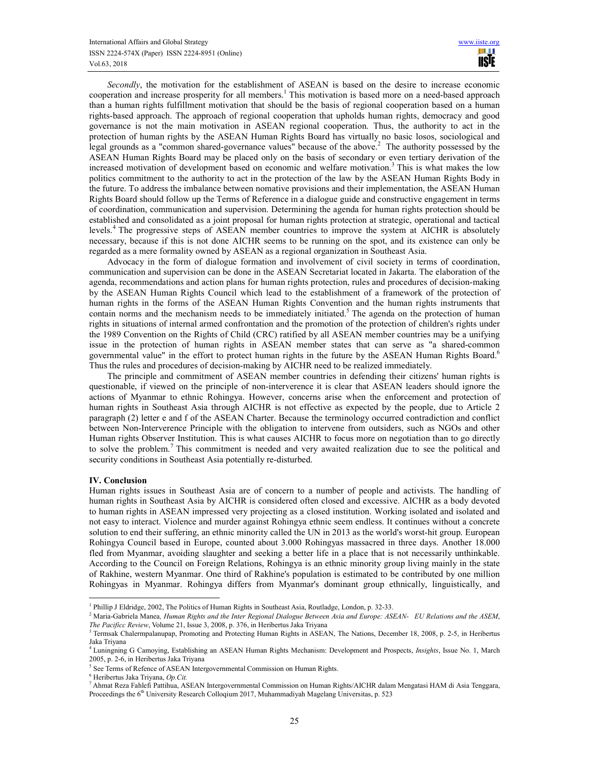*Secondly*, the motivation for the establishment of ASEAN is based on the desire to increase economic cooperation and increase prosperity for all members.[1] This motivation is based more on a need-based approach than a human rights fulfillment motivation that should be the basis of regional cooperation based on a human rights-based approach. The approach of regional cooperation that upholds human rights, democracy and good governance is not the main motivation in ASEAN regional cooperation. Thus, the authority to act in the protection of human rights by the ASEAN Human Rights Board has virtually no basic losos, sociological and legal grounds as a "common shared-governance values" because of the above.[2] The authority possessed by the ASEAN Human Rights Board may be placed only on the basis of secondary or even tertiary derivation of the increased motivation of development based on economic and welfare motivation.[3] This is what makes the low politics commitment to the authority to act in the protection of the law by the ASEAN Human Rights Body in the future. To address the imbalance between nomative provisions and their implementation, the ASEAN Human Rights Board should follow up the Terms of Reference in a dialogue guide and constructive engagement in terms of coordination, communication and supervision. Determining the agenda for human rights protection should be established and consolidated as a joint proposal for human rights protection at strategic, operational and tactical levels.[4] The progressive steps of ASEAN member countries to improve the system at AICHR is absolutely necessary, because if this is not done AICHR seems to be running on the spot, and its existence can only be regarded as a mere formality owned by ASEAN as a regional organization in Southeast Asia.

Advocacy in the form of dialogue formation and involvement of civil society in terms of coordination, communication and supervision can be done in the ASEAN Secretariat located in Jakarta. The elaboration of the agenda, recommendations and action plans for human rights protection, rules and procedures of decision-making by the ASEAN Human Rights Council which lead to the establishment of a framework of the protection of human rights in the forms of the ASEAN Human Rights Convention and the human rights instruments that contain norms and the mechanism needs to be immediately initiated.[5] The agenda on the protection of human rights in situations of internal armed confrontation and the promotion of the protection of children's rights under the 1989 Convention on the Rights of Child (CRC) ratified by all ASEAN member countries may be a unifying issue in the protection of human rights in ASEAN member states that can serve as "a shared-common governmental value" in the effort to protect human rights in the future by the ASEAN Human Rights Board.[6] Thus the rules and procedures of decision-making by AICHR need to be realized immediately.

The principle and commitment of ASEAN member countries in defending their citizens' human rights is questionable, if viewed on the principle of non-interverence it is clear that ASEAN leaders should ignore the actions of Myanmar to ethnic Rohingya. However, concerns arise when the enforcement and protection of human rights in Southeast Asia through AICHR is not effective as expected by the people, due to Article 2 paragraph (2) letter e and f of the ASEAN Charter. Because the terminology occurred contradiction and conflict between Non-Interverence Principle with the obligation to intervene from outsiders, such as NGOs and other Human rights Observer Institution. This is what causes AICHR to focus more on negotiation than to go directly to solve the problem.[7] This commitment is needed and very awaited realization due to see the political and security conditions in Southeast Asia potentially re-disturbed.

## IV. Conclusion

Human rights issues in Southeast Asia are of concern to a number of people and activists. The handling of human rights in Southeast Asia by AICHR is considered often closed and excessive. AICHR as a body devoted to human rights in ASEAN impressed very projecting as a closed institution. Working isolated and isolated and not easy to interact. Violence and murder against Rohingya ethnic seem endless. It continues without a concrete solution to end their suffering, an ethnic minority called the UN in 2013 as the world's worst-hit group. European Rohingya Council based in Europe, counted about 3.000 Rohingyas massacred in three days. Another 18.000 fled from Myanmar, avoiding slaughter and seeking a better life in a place that is not necessarily unthinkable. According to the Council on Foreign Relations, Rohingya is an ethnic minority group living mainly in the state of Rakhine, western Myanmar. One third of Rakhine's population is estimated to be contributed by one million Rohingyas in Myanmar. Rohingya differs from Myanmar's dominant group ethnically, linguistically, and

---

[1] Phillip J Eldridge, 2002, The Politics of Human Rights in Southeast Asia, Routladge, London, p. 32-33.

[2] Maria-Gabriela Manea, *Human Rights and the Inter Regional Dialogue Between Asia and Europe: ASEAN- EU Relations and the ASEM*, *The Pacificc Review*, Volume 21, Issue 3, 2008, p. 376, in Heribertus Jaka Triyana

[3] Termsak Chalermpalanupap, Promoting and Protecting Human Rights in ASEAN, The Nations, December 18, 2008, p. 2-5, in Heribertus Jaka Triyana

[4] Luningning G Camoying, Establishing an ASEAN Human Rights Mechanism: Development and Prospects, *Insights*, Issue No. 1, March 2005, p. 2-6, in Heribertus Jaka Triyana

[5] See Terms of Refence of ASEAN Intergovernmental Commission on Human Rights.

[6] Heribertus Jaka Triyana, *Op.Cit.*

[7] Ahmat Reza Fahlefi Pattihua, ASEAN Intergovernmental Commission on Human Rights/AICHR dalam Mengatasi HAM di Asia Tenggara, Proceedings the 6th University Research Colloqium 2017, Muhammadiyah Magelang Universitas, p. 523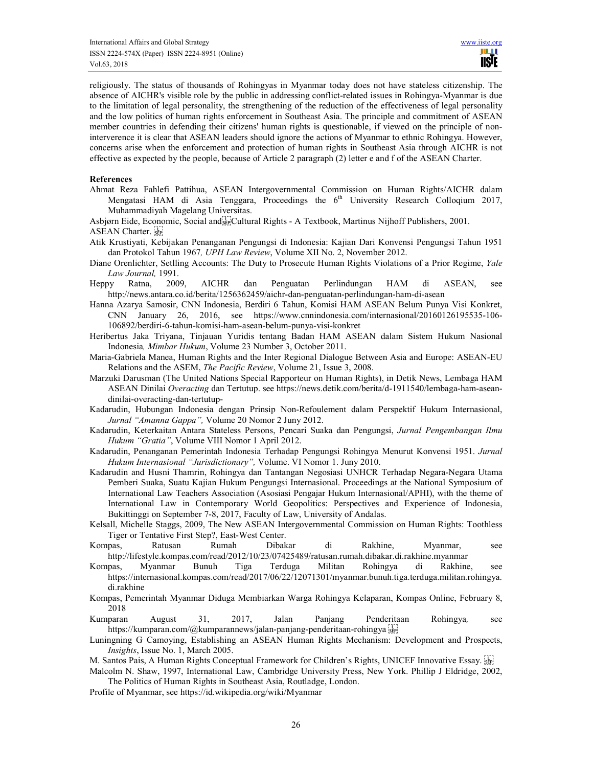religiously. The status of thousands of Rohingyas in Myanmar today does not have stateless citizenship. The absence of AICHR's visible role by the public in addressing conflict-related issues in Rohingya-Myanmar is due to the limitation of legal personality, the strengthening of the reduction of the effectiveness of legal personality and the low politics of human rights enforcement in Southeast Asia. The principle and commitment of ASEAN member countries in defending their citizens' human rights is questionable, if viewed on the principle of non-interverence it is clear that ASEAN leaders should ignore the actions of Myanmar to ethnic Rohingya. However, concerns arise when the enforcement and protection of human rights in Southeast Asia through AICHR is not effective as expected by the people, because of Article 2 paragraph (2) letter e and f of the ASEAN Charter.

**References**

Ahmat Reza Fahlefi Pattihua, ASEAN Intergovernmental Commission on Human Rights/AICHR dalam Mengatasi HAM di Asia Tenggara, Proceedings the 6th University Research Colloqium 2017, Muhammadiyah Magelang Universitas.

Asbjørn Eide, Economic, Social and Cultural Rights - A Textbook, Martinus Nijhoff Publishers, 2001.

ASEAN Charter.

Atik Krustiyati, Kebijakan Penanganan Pengungsi di Indonesia: Kajian Dari Konvensi Pengungsi Tahun 1951 dan Protokol Tahun 1967*, UPH Law Review*, Volume XII No. 2, November 2012.

Diane Orenlichter, Setlling Accounts: The Duty to Prosecute Human Rights Violations of a Prior Regime, *Yale Law Journal,* 1991.

Heppy Ratna, 2009, AICHR dan Penguatan Perlindungan HAM di ASEAN, see http://news.antara.co.id/berita/1256362459/aichr-dan-penguatan-perlindungan-ham-di-asean

Hanna Azarya Samosir, CNN Indonesia, Berdiri 6 Tahun, Komisi HAM ASEAN Belum Punya Visi Konkret, CNN January 26, 2016, see https://www.cnnindonesia.com/internasional/20160126195535-106-106892/berdiri-6-tahun-komisi-ham-asean-belum-punya-visi-konkret

Heribertus Jaka Triyana, Tinjauan Yuridis tentang Badan HAM ASEAN dalam Sistem Hukum Nasional Indonesia*, Mimbar Hukum*, Volume 23 Number 3, October 2011.

Maria-Gabriela Manea, Human Rights and the Inter Regional Dialogue Between Asia and Europe: ASEAN-EU Relations and the ASEM, *The Pacific Review*, Volume 21, Issue 3, 2008.

Marzuki Darusman (The United Nations Special Rapporteur on Human Rights), in Detik News, Lembaga HAM ASEAN Dinilai *Overacting* dan Tertutup. see https://news.detik.com/berita/d-1911540/lembaga-ham-asean-dinilai-overacting-dan-tertutup-

Kadarudin, Hubungan Indonesia dengan Prinsip Non-Refoulement dalam Perspektif Hukum Internasional, *Jurnal "Amanna Gappa",* Volume 20 Nomor 2 Juny 2012.

Kadarudin, Keterkaitan Antara Stateless Persons, Pencari Suaka dan Pengungsi, *Jurnal Pengembangan Ilmu Hukum "Gratia"*, Volume VIII Nomor 1 April 2012.

Kadarudin, Penanganan Pemerintah Indonesia Terhadap Pengungsi Rohingya Menurut Konvensi 1951. *Jurnal Hukum Internasional "Jurisdictionary",* Volume. VI Nomor 1. Juny 2010.

Kadarudin and Husni Thamrin, Rohingya dan Tantangan Negosiasi UNHCR Terhadap Negara-Negara Utama Pemberi Suaka, Suatu Kajian Hukum Pengungsi Internasional. Proceedings at the National Symposium of International Law Teachers Association (Asosiasi Pengajar Hukum Internasional/APHI), with the theme of International Law in Contemporary World Geopolitics: Perspectives and Experience of Indonesia, Bukittinggi on September 7-8, 2017, Faculty of Law, University of Andalas.

Kelsall, Michelle Staggs, 2009, The New ASEAN Intergovernmental Commission on Human Rights: Toothless Tiger or Tentative First Step?, East-West Center.

Kompas, Ratusan Rumah Dibakar di Rakhine, Myanmar, see http://lifestyle.kompas.com/read/2012/10/23/07425489/ratusan.rumah.dibakar.di.rakhine.myanmar

Kompas, Myanmar Bunuh Tiga Terduga Militan Rohingya di Rakhine, see https://internasional.kompas.com/read/2017/06/22/12071301/myanmar.bunuh.tiga.terduga.militan.rohingya.di.rakhine

Kompas, Pemerintah Myanmar Diduga Membiarkan Warga Rohingya Kelaparan, Kompas Online, February 8, 2018

Kumparan August 31, 2017, Jalan Panjang Penderitaan Rohingya*,* see https://kumparan.com/@kumparannews/jalan-panjang-penderitaan-rohingya

Luningning G Camoying, Establishing an ASEAN Human Rights Mechanism: Development and Prospects, *Insights*, Issue No. 1, March 2005.

M. Santos Pais, A Human Rights Conceptual Framework for Children's Rights, UNICEF Innovative Essay.

Malcolm N. Shaw, 1997, International Law, Cambridge University Press, New York. Phillip J Eldridge, 2002, The Politics of Human Rights in Southeast Asia, Routladge, London.

Profile of Myanmar, see https://id.wikipedia.org/wiki/Myanmar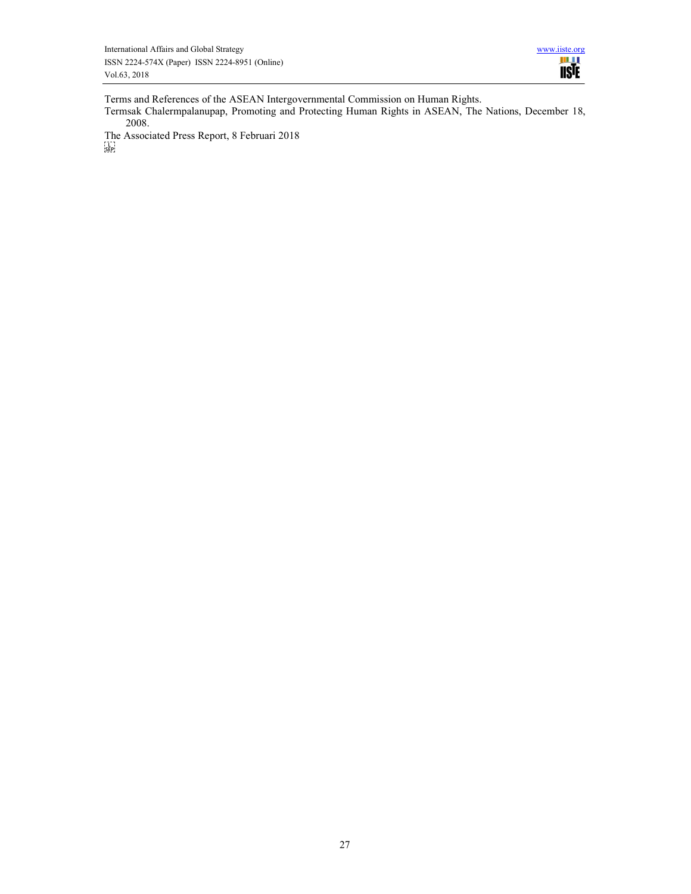Terms and References of the ASEAN Intergovernmental Commission on Human Rights.

Termsak Chalermpalanupap, Promoting and Protecting Human Rights in ASEAN, The Nations, December 18, 2008.

The Associated Press Report, 8 Februari 2018